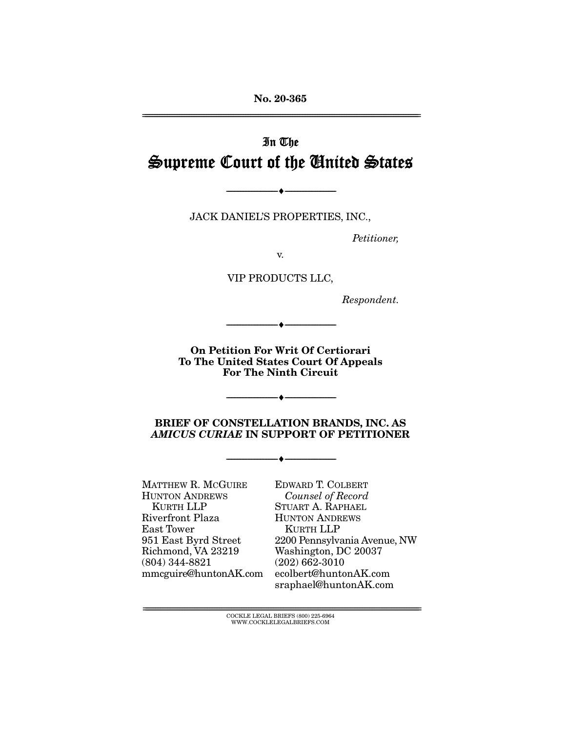No. 20-365

# In The Supreme Court of the United States

---

JACK DANIEL'S PROPERTIES, INC.,

*Petitioner,*

v.

VIP PRODUCTS LLC,

*Respondent.*

---

**On Petition For Writ Of Certiorari To The United States Court Of Appeals For The Ninth Circuit**

---

**BRIEF OF CONSTELLATION BRANDS, INC. AS *AMICUS CURIAE* IN SUPPORT OF PETITIONER**

---

MATTHEW R. MCGUIRE
HUNTON ANDREWS KURTH LLP
Riverfront Plaza
East Tower
951 East Byrd Street
Richmond, VA 23219
(804) 344-8821
mmcguire@huntonAK.com

EDWARD T. COLBERT
*Counsel of Record*
STUART A. RAPHAEL
HUNTON ANDREWS KURTH LLP
2200 Pennsylvania Avenue, NW
Washington, DC 20037
(202) 662-3010
ecolbert@huntonAK.com
sraphael@huntonAK.com

COCKLE LEGAL BRIEFS (800) 225-6964
WWW.COCKLELEGALBRIEFS.COM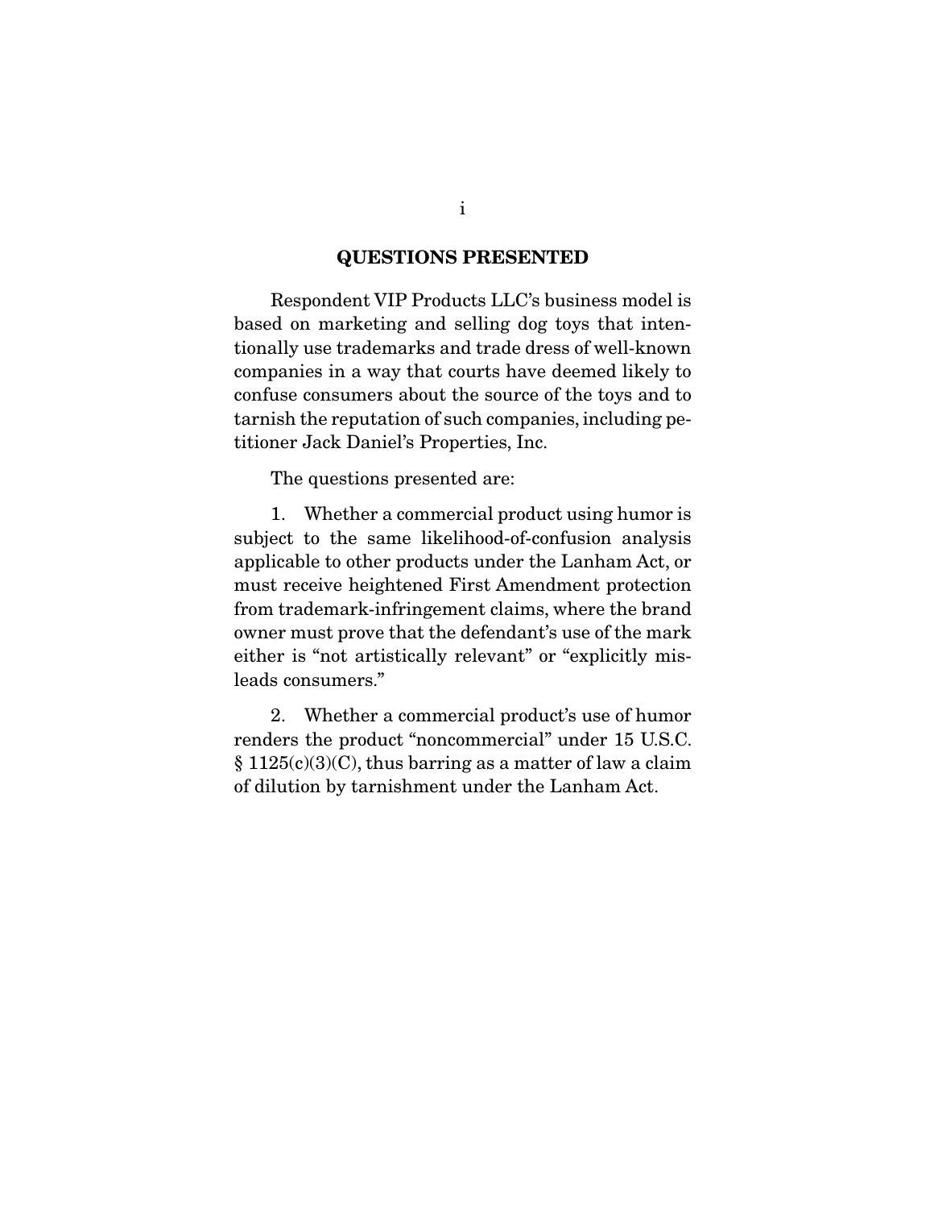## QUESTIONS PRESENTED

Respondent VIP Products LLC's business model is based on marketing and selling dog toys that intentionally use trademarks and trade dress of well-known companies in a way that courts have deemed likely to confuse consumers about the source of the toys and to tarnish the reputation of such companies, including petitioner Jack Daniel's Properties, Inc.

The questions presented are:

1. Whether a commercial product using humor is subject to the same likelihood-of-confusion analysis applicable to other products under the Lanham Act, or must receive heightened First Amendment protection from trademark-infringement claims, where the brand owner must prove that the defendant's use of the mark either is "not artistically relevant" or "explicitly misleads consumers."

2. Whether a commercial product's use of humor renders the product "noncommercial" under 15 U.S.C. § 1125(c)(3)(C), thus barring as a matter of law a claim of dilution by tarnishment under the Lanham Act.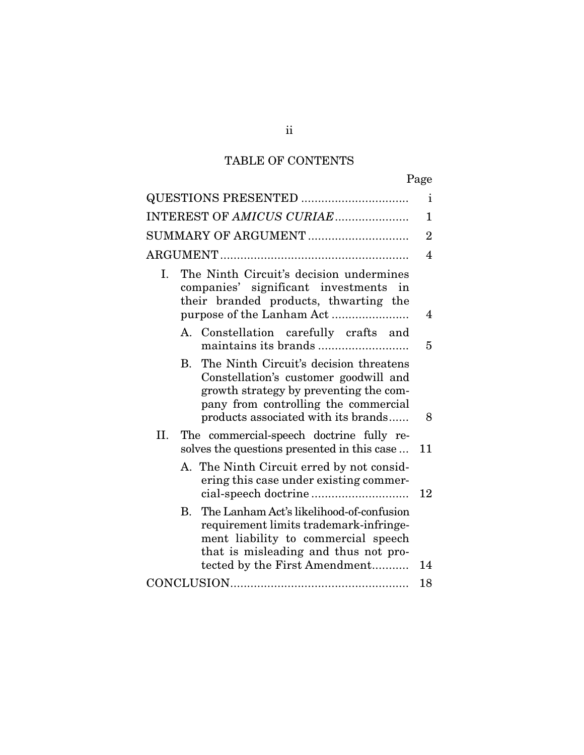# TABLE OF CONTENTS

| | Page |
|---|---|
| QUESTIONS PRESENTED | i |
| INTEREST OF *AMICUS CURIAE* | 1 |
| SUMMARY OF ARGUMENT | 2 |
| ARGUMENT | 4 |
| I. The Ninth Circuit's decision undermines companies' significant investments in their branded products, thwarting the purpose of the Lanham Act | 4 |
| A. Constellation carefully crafts and maintains its brands | 5 |
| B. The Ninth Circuit's decision threatens Constellation's customer goodwill and growth strategy by preventing the company from controlling the commercial products associated with its brands | 8 |
| II. The commercial-speech doctrine fully resolves the questions presented in this case | 11 |
| A. The Ninth Circuit erred by not considering this case under existing commercial-speech doctrine | 12 |
| B. The Lanham Act's likelihood-of-confusion requirement limits trademark-infringement liability to commercial speech that is misleading and thus not protected by the First Amendment | 14 |
| CONCLUSION | 18 |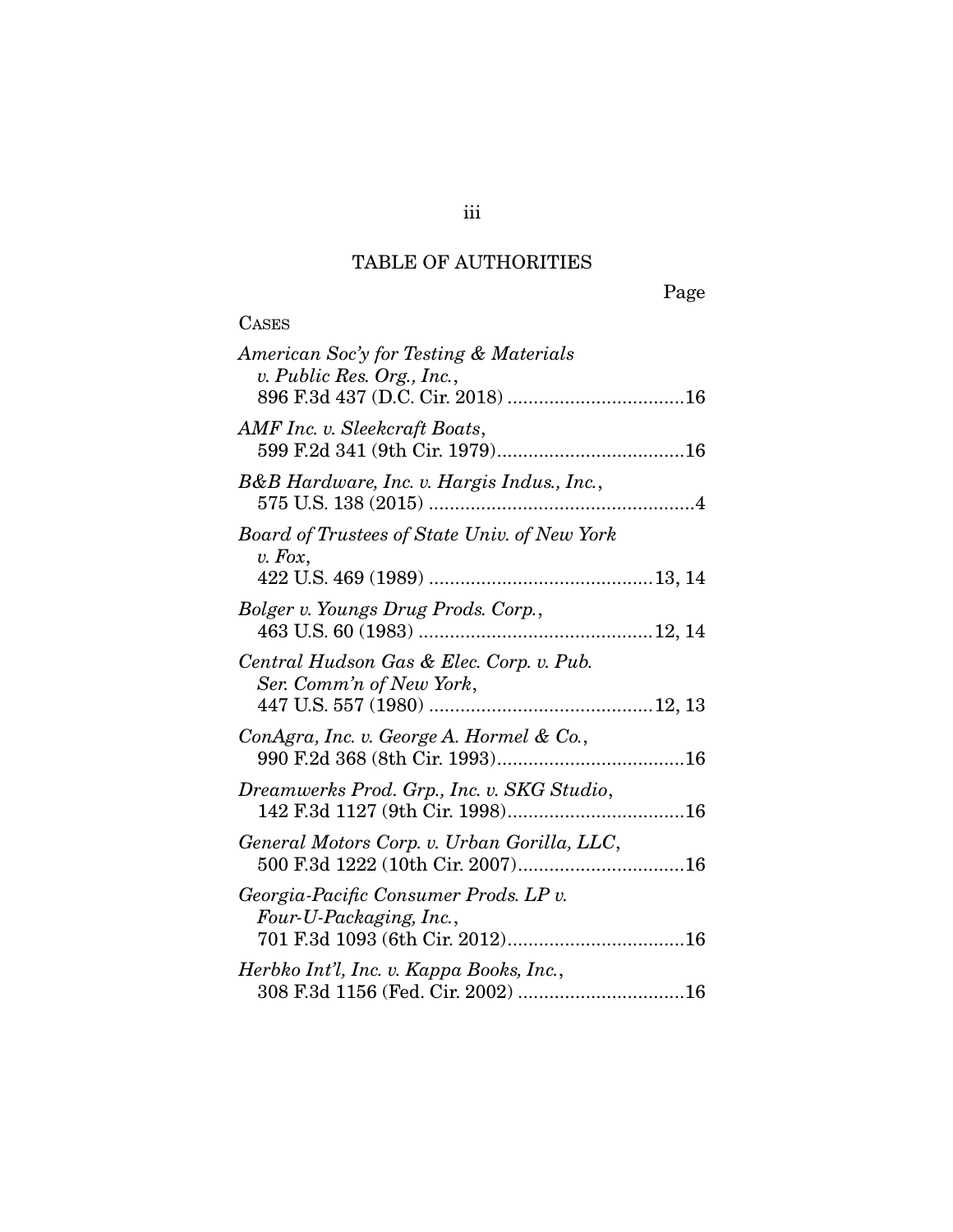## TABLE OF AUTHORITIES

Page

CASES

*American Soc'y for Testing & Materials v. Public Res. Org., Inc.*, 896 F.3d 437 (D.C. Cir. 2018) ..................................16

*AMF Inc. v. Sleekcraft Boats*, 599 F.2d 341 (9th Cir. 1979)....................................16

*B&B Hardware, Inc. v. Hargis Indus., Inc.*, 575 U.S. 138 (2015) ..................................................4

*Board of Trustees of State Univ. of New York v. Fox*, 422 U.S. 469 (1989) ..........................................13, 14

*Bolger v. Youngs Drug Prods. Corp.*, 463 U.S. 60 (1983) ............................................12, 14

*Central Hudson Gas & Elec. Corp. v. Pub. Ser. Comm'n of New York*, 447 U.S. 557 (1980) ..........................................12, 13

*ConAgra, Inc. v. George A. Hormel & Co.*, 990 F.2d 368 (8th Cir. 1993)....................................16

*Dreamwerks Prod. Grp., Inc. v. SKG Studio*, 142 F.3d 1127 (9th Cir. 1998)..................................16

*General Motors Corp. v. Urban Gorilla, LLC*, 500 F.3d 1222 (10th Cir. 2007)................................16

*Georgia-Pacific Consumer Prods. LP v. Four-U-Packaging, Inc.*, 701 F.3d 1093 (6th Cir. 2012)..................................16

*Herbko Int'l, Inc. v. Kappa Books, Inc.*, 308 F.3d 1156 (Fed. Cir. 2002) ................................16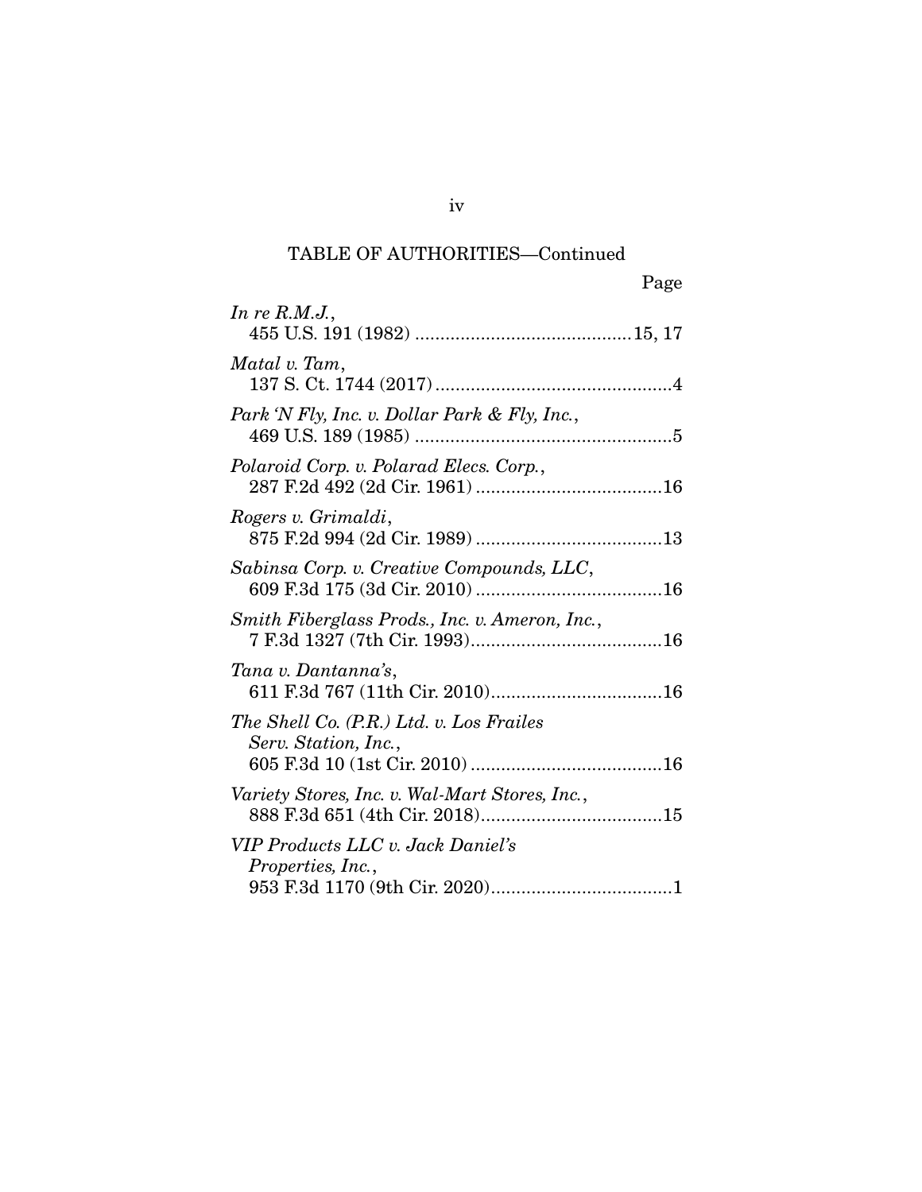TABLE OF AUTHORITIES—Continued

Page

*In re R.M.J.*,
455 U.S. 191 (1982) ..........................................15, 17

*Matal v. Tam*,
137 S. Ct. 1744 (2017) ..............................................4

*Park 'N Fly, Inc. v. Dollar Park & Fly, Inc.*,
469 U.S. 189 (1985) ..................................................5

*Polaroid Corp. v. Polarad Elecs. Corp.*,
287 F.2d 492 (2d Cir. 1961) ....................................16

*Rogers v. Grimaldi*,
875 F.2d 994 (2d Cir. 1989) ....................................13

*Sabinsa Corp. v. Creative Compounds, LLC*,
609 F.3d 175 (3d Cir. 2010) ....................................16

*Smith Fiberglass Prods., Inc. v. Ameron, Inc.*,
7 F.3d 1327 (7th Cir. 1993).....................................16

*Tana v. Dantanna's*,
611 F.3d 767 (11th Cir. 2010).................................16

*The Shell Co. (P.R.) Ltd. v. Los Frailes Serv. Station, Inc.*,
605 F.3d 10 (1st Cir. 2010) .....................................16

*Variety Stores, Inc. v. Wal-Mart Stores, Inc.*,
888 F.3d 651 (4th Cir. 2018)...................................15

*VIP Products LLC v. Jack Daniel's Properties, Inc.*,
953 F.3d 1170 (9th Cir. 2020)...................................1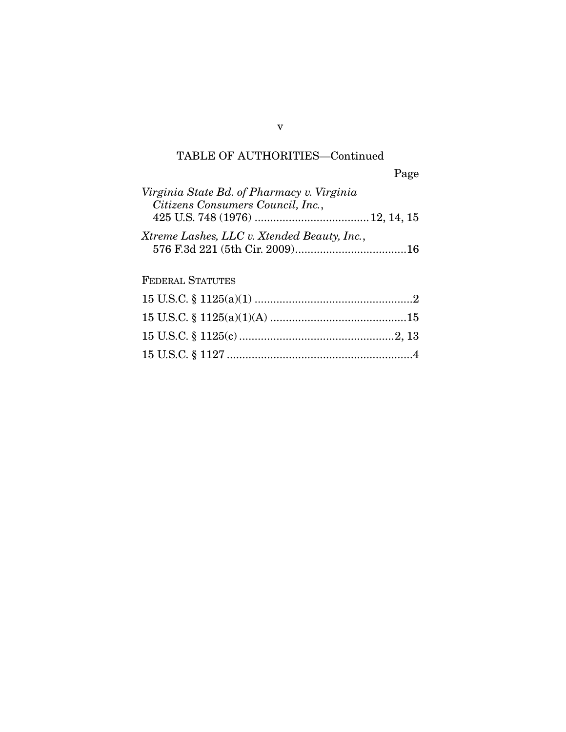TABLE OF AUTHORITIES—Continued

Page

*Virginia State Bd. of Pharmacy v. Virginia Citizens Consumers Council, Inc.*, 425 U.S. 748 (1976) .................................... 12, 14, 15

*Xtreme Lashes, LLC v. Xtended Beauty, Inc.*, 576 F.3d 221 (5th Cir. 2009)....................................16

FEDERAL STATUTES

15 U.S.C. § 1125(a)(1) ...................................................2

15 U.S.C. § 1125(a)(1)(A) ............................................15

15 U.S.C. § 1125(c) ..................................................2, 13

15 U.S.C. § 1127 ............................................................4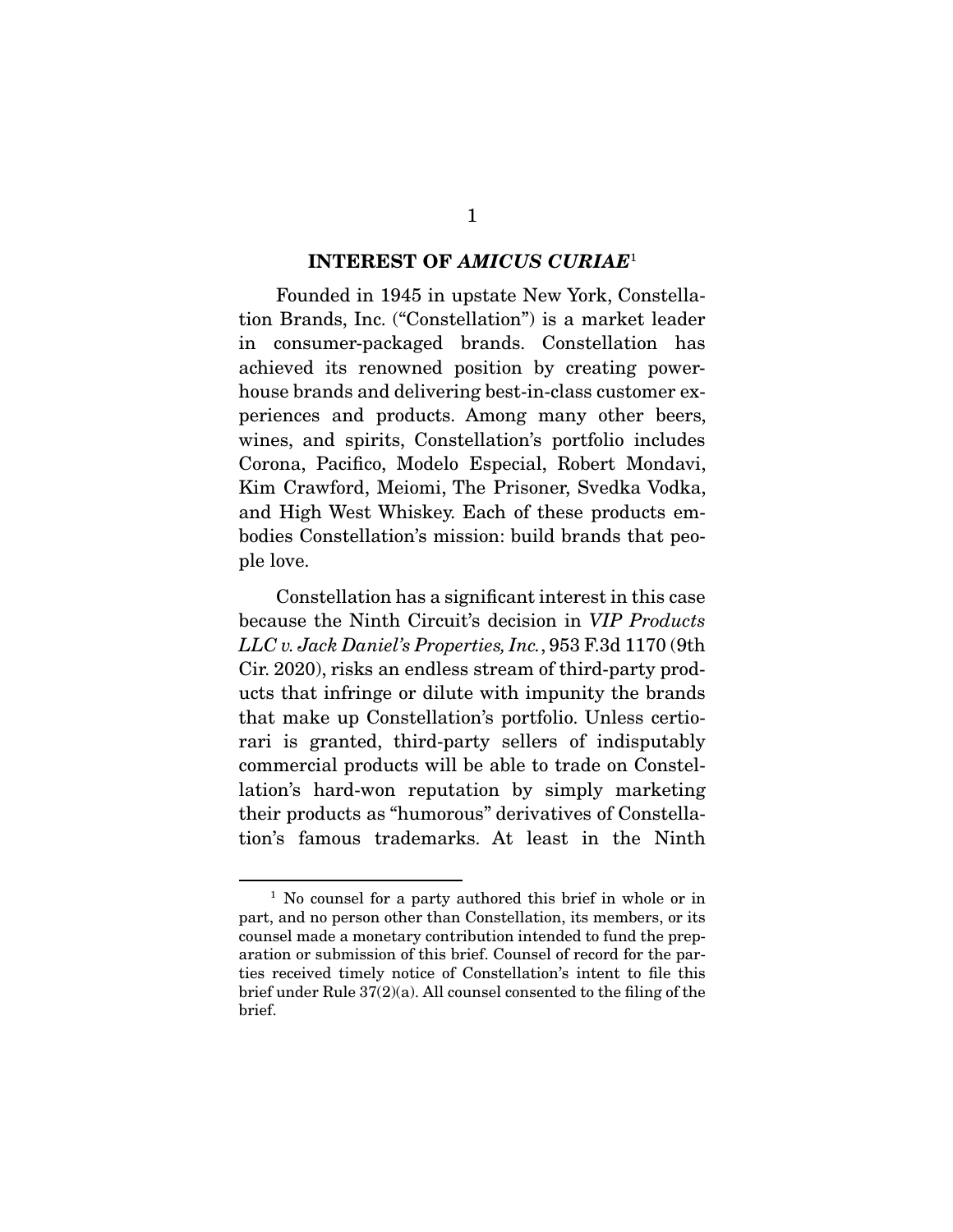## INTEREST OF *AMICUS CURIAE*[1]

Founded in 1945 in upstate New York, Constellation Brands, Inc. ("Constellation") is a market leader in consumer-packaged brands. Constellation has achieved its renowned position by creating powerhouse brands and delivering best-in-class customer experiences and products. Among many other beers, wines, and spirits, Constellation's portfolio includes Corona, Pacifico, Modelo Especial, Robert Mondavi, Kim Crawford, Meiomi, The Prisoner, Svedka Vodka, and High West Whiskey. Each of these products embodies Constellation's mission: build brands that people love.

Constellation has a significant interest in this case because the Ninth Circuit's decision in *VIP Products LLC v. Jack Daniel's Properties, Inc.*, 953 F.3d 1170 (9th Cir. 2020), risks an endless stream of third-party products that infringe or dilute with impunity the brands that make up Constellation's portfolio. Unless certiorari is granted, third-party sellers of indisputably commercial products will be able to trade on Constellation's hard-won reputation by simply marketing their products as "humorous" derivatives of Constellation's famous trademarks. At least in the Ninth

---

[1] No counsel for a party authored this brief in whole or in part, and no person other than Constellation, its members, or its counsel made a monetary contribution intended to fund the preparation or submission of this brief. Counsel of record for the parties received timely notice of Constellation's intent to file this brief under Rule 37(2)(a). All counsel consented to the filing of the brief.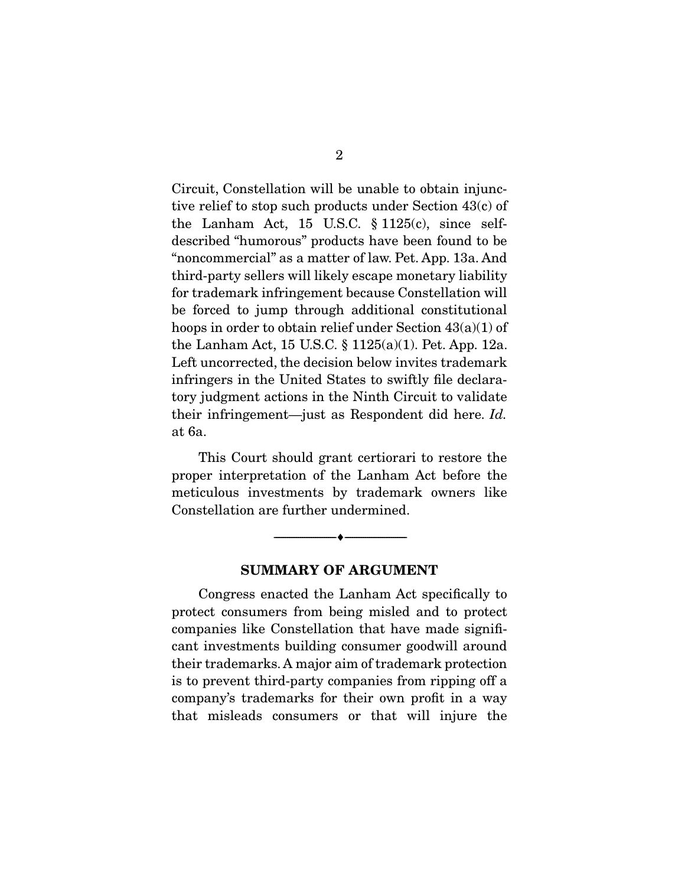Circuit, Constellation will be unable to obtain injunctive relief to stop such products under Section 43(c) of the Lanham Act, 15 U.S.C. § 1125(c), since self-described "humorous" products have been found to be "noncommercial" as a matter of law. Pet. App. 13a. And third-party sellers will likely escape monetary liability for trademark infringement because Constellation will be forced to jump through additional constitutional hoops in order to obtain relief under Section 43(a)(1) of the Lanham Act, 15 U.S.C. § 1125(a)(1). Pet. App. 12a. Left uncorrected, the decision below invites trademark infringers in the United States to swiftly file declaratory judgment actions in the Ninth Circuit to validate their infringement—just as Respondent did here. *Id.* at 6a.

This Court should grant certiorari to restore the proper interpretation of the Lanham Act before the meticulous investments by trademark owners like Constellation are further undermined.

---

## SUMMARY OF ARGUMENT

Congress enacted the Lanham Act specifically to protect consumers from being misled and to protect companies like Constellation that have made significant investments building consumer goodwill around their trademarks. A major aim of trademark protection is to prevent third-party companies from ripping off a company's trademarks for their own profit in a way that misleads consumers or that will injure the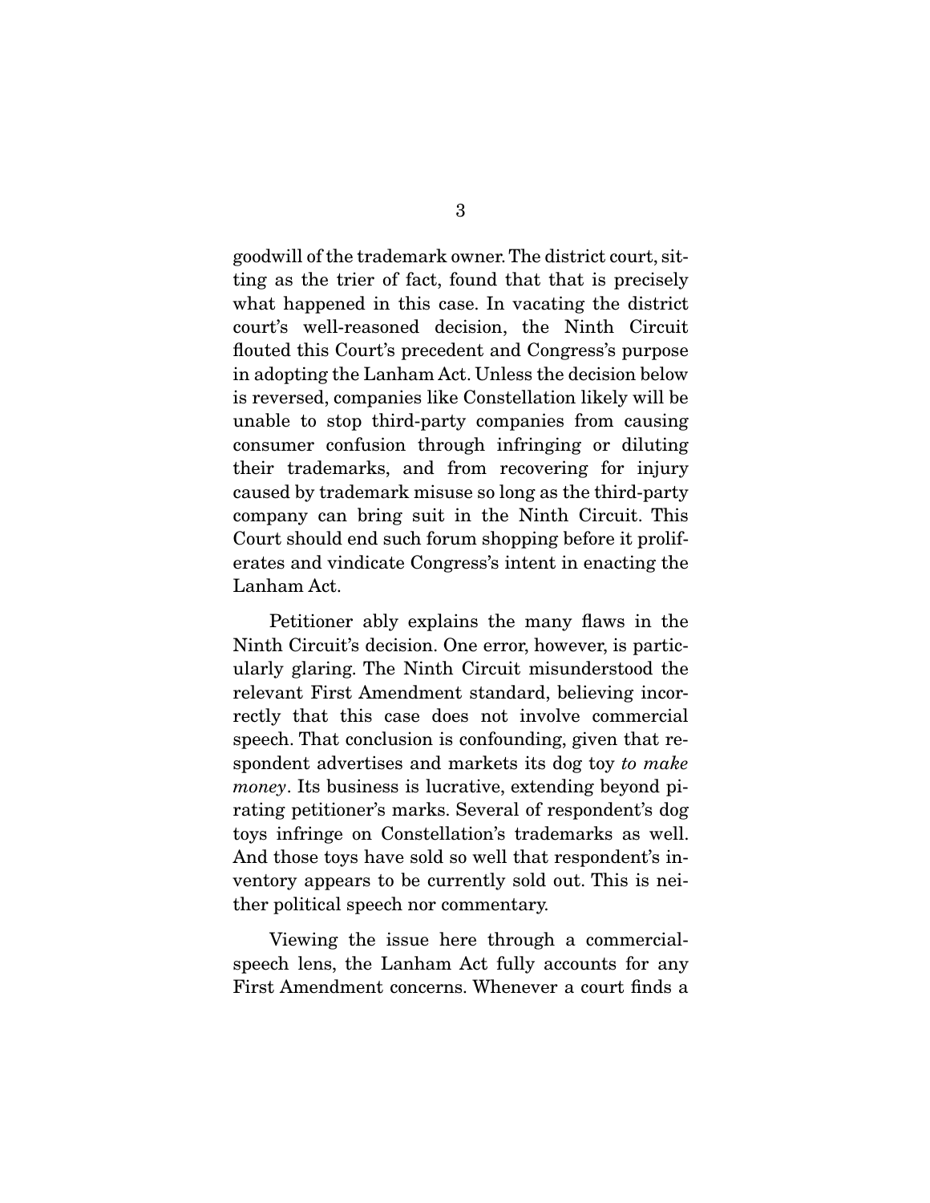goodwill of the trademark owner. The district court, sitting as the trier of fact, found that that is precisely what happened in this case. In vacating the district court's well-reasoned decision, the Ninth Circuit flouted this Court's precedent and Congress's purpose in adopting the Lanham Act. Unless the decision below is reversed, companies like Constellation likely will be unable to stop third-party companies from causing consumer confusion through infringing or diluting their trademarks, and from recovering for injury caused by trademark misuse so long as the third-party company can bring suit in the Ninth Circuit. This Court should end such forum shopping before it proliferates and vindicate Congress's intent in enacting the Lanham Act.

Petitioner ably explains the many flaws in the Ninth Circuit's decision. One error, however, is particularly glaring. The Ninth Circuit misunderstood the relevant First Amendment standard, believing incorrectly that this case does not involve commercial speech. That conclusion is confounding, given that respondent advertises and markets its dog toy *to make money*. Its business is lucrative, extending beyond pirating petitioner's marks. Several of respondent's dog toys infringe on Constellation's trademarks as well. And those toys have sold so well that respondent's inventory appears to be currently sold out. This is neither political speech nor commentary.

Viewing the issue here through a commercial-speech lens, the Lanham Act fully accounts for any First Amendment concerns. Whenever a court finds a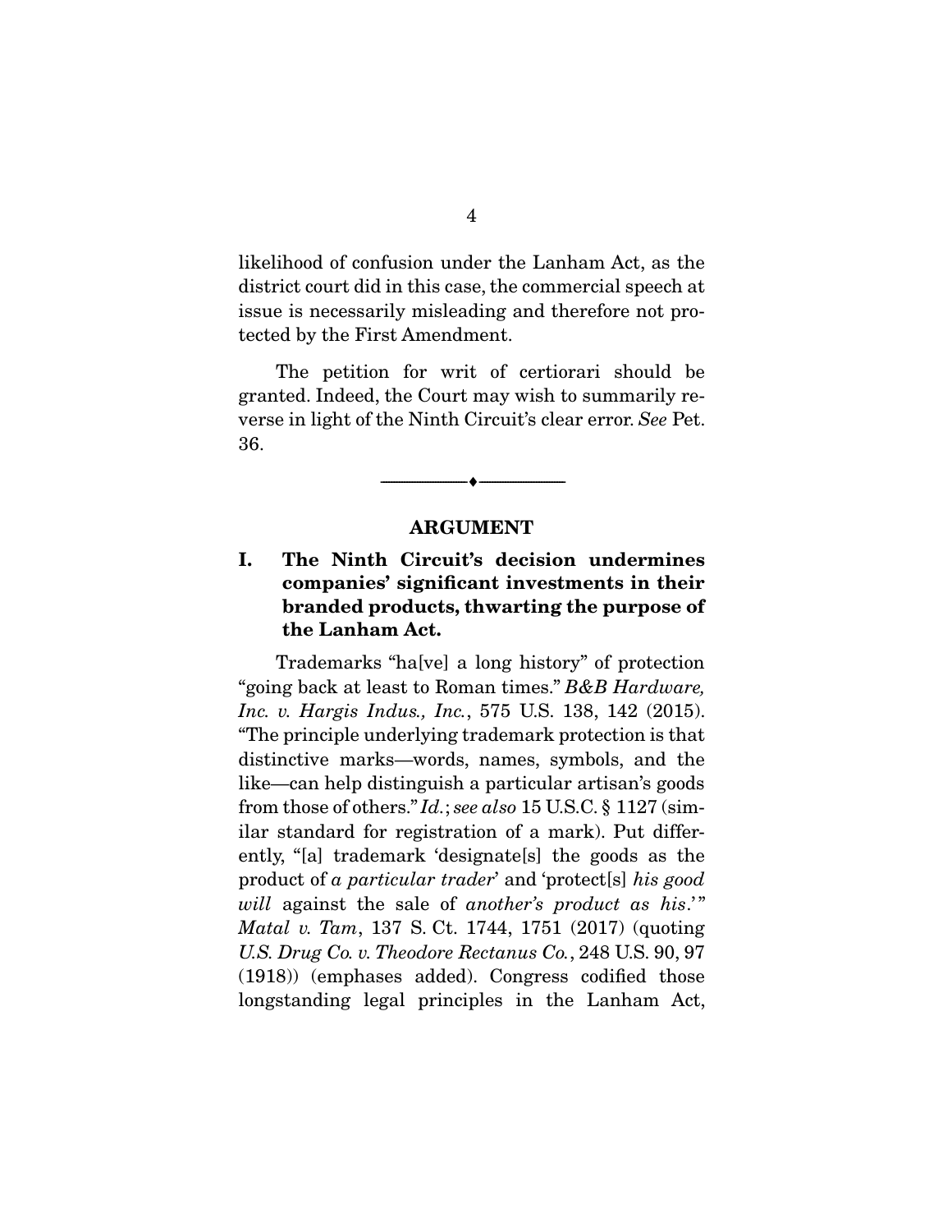likelihood of confusion under the Lanham Act, as the district court did in this case, the commercial speech at issue is necessarily misleading and therefore not protected by the First Amendment.

The petition for writ of certiorari should be granted. Indeed, the Court may wish to summarily reverse in light of the Ninth Circuit's clear error. *See* Pet. 36.

---

## ARGUMENT

### I. The Ninth Circuit's decision undermines companies' significant investments in their branded products, thwarting the purpose of the Lanham Act.

Trademarks "ha[ve] a long history" of protection "going back at least to Roman times." *B&B Hardware, Inc. v. Hargis Indus., Inc.*, 575 U.S. 138, 142 (2015). "The principle underlying trademark protection is that distinctive marks—words, names, symbols, and the like—can help distinguish a particular artisan's goods from those of others." *Id.*; *see also* 15 U.S.C. § 1127 (similar standard for registration of a mark). Put differently, "[a] trademark 'designate[s] the goods as the product of *a particular trader*' and 'protect[s] *his good will* against the sale of *another's product as his*.'" *Matal v. Tam*, 137 S. Ct. 1744, 1751 (2017) (quoting *U.S. Drug Co. v. Theodore Rectanus Co.*, 248 U.S. 90, 97 (1918)) (emphases added). Congress codified those longstanding legal principles in the Lanham Act,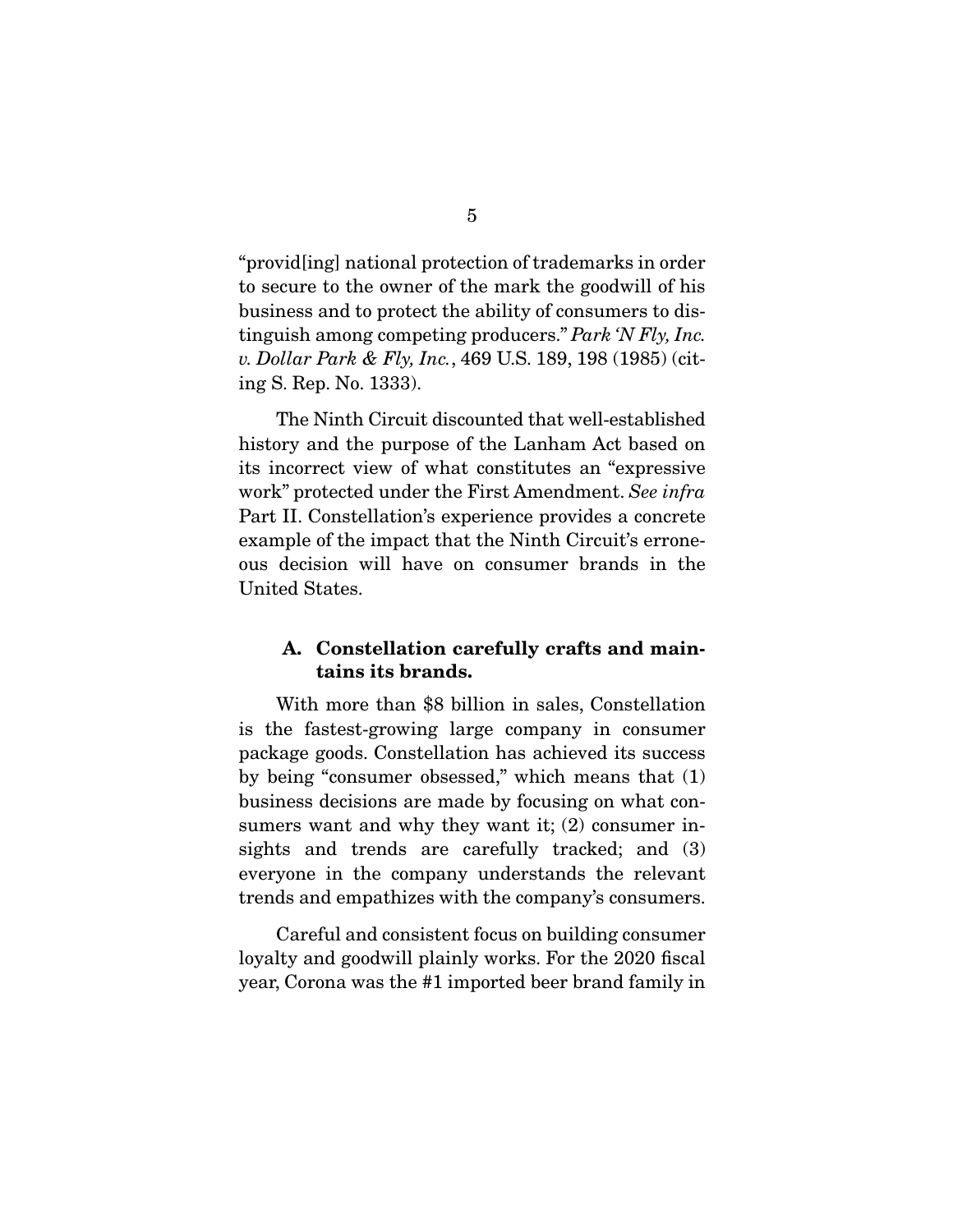"provid[ing] national protection of trademarks in order to secure to the owner of the mark the goodwill of his business and to protect the ability of consumers to distinguish among competing producers." *Park 'N Fly, Inc. v. Dollar Park & Fly, Inc.*, 469 U.S. 189, 198 (1985) (citing S. Rep. No. 1333).

The Ninth Circuit discounted that well-established history and the purpose of the Lanham Act based on its incorrect view of what constitutes an "expressive work" protected under the First Amendment. *See infra* Part II. Constellation's experience provides a concrete example of the impact that the Ninth Circuit's erroneous decision will have on consumer brands in the United States.

### A. Constellation carefully crafts and maintains its brands.

With more than $8 billion in sales, Constellation is the fastest-growing large company in consumer package goods. Constellation has achieved its success by being "consumer obsessed," which means that (1) business decisions are made by focusing on what consumers want and why they want it; (2) consumer insights and trends are carefully tracked; and (3) everyone in the company understands the relevant trends and empathizes with the company's consumers.

Careful and consistent focus on building consumer loyalty and goodwill plainly works. For the 2020 fiscal year, Corona was the #1 imported beer brand family in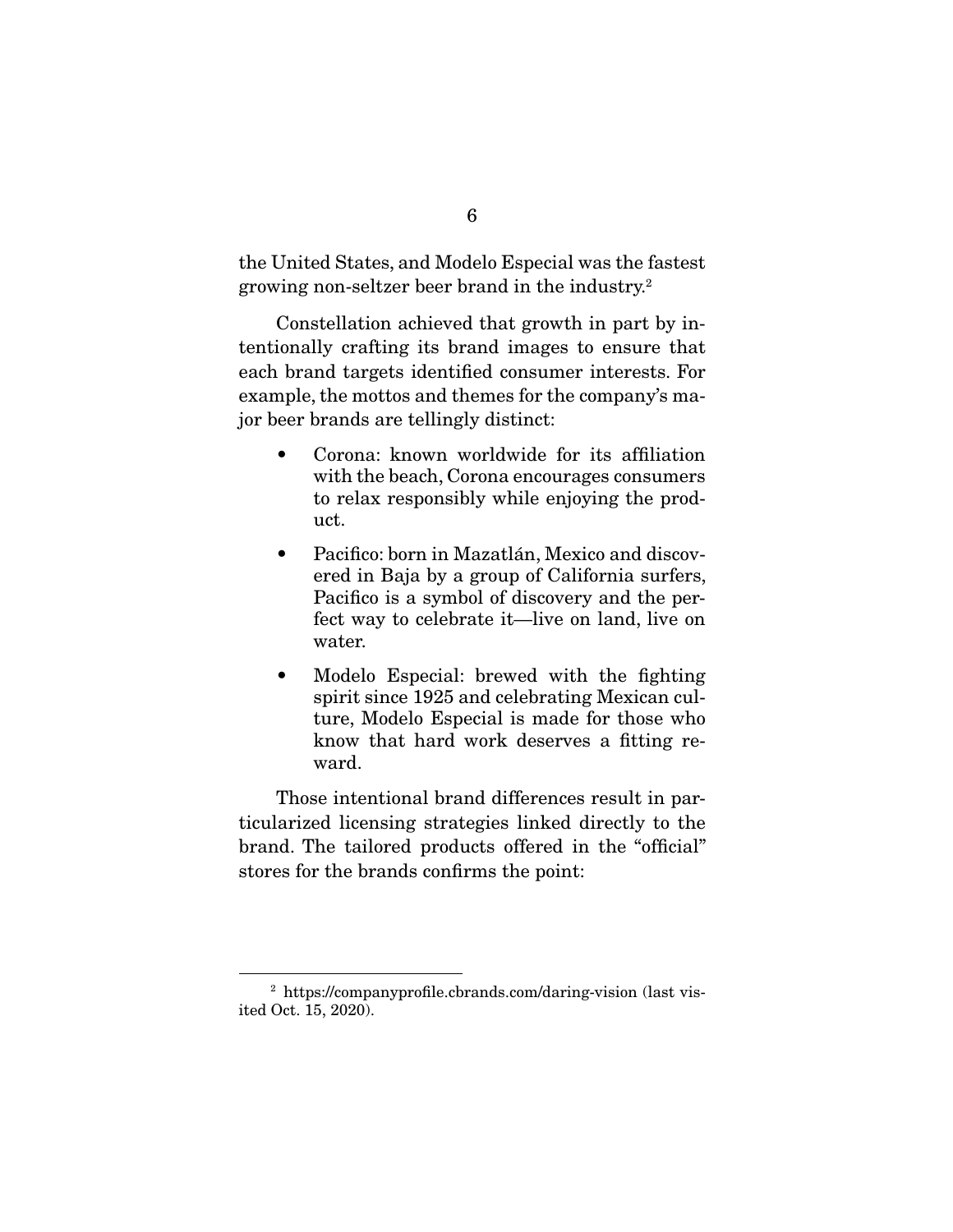the United States, and Modelo Especial was the fastest growing non-seltzer beer brand in the industry.[2]

Constellation achieved that growth in part by intentionally crafting its brand images to ensure that each brand targets identified consumer interests. For example, the mottos and themes for the company's major beer brands are tellingly distinct:

- Corona: known worldwide for its affiliation with the beach, Corona encourages consumers to relax responsibly while enjoying the product.
- Pacifico: born in Mazatlán, Mexico and discovered in Baja by a group of California surfers, Pacifico is a symbol of discovery and the perfect way to celebrate it—live on land, live on water.
- Modelo Especial: brewed with the fighting spirit since 1925 and celebrating Mexican culture, Modelo Especial is made for those who know that hard work deserves a fitting reward.

Those intentional brand differences result in particularized licensing strategies linked directly to the brand. The tailored products offered in the "official" stores for the brands confirms the point:

---

[2] https://companyprofile.cbrands.com/daring-vision (last visited Oct. 15, 2020).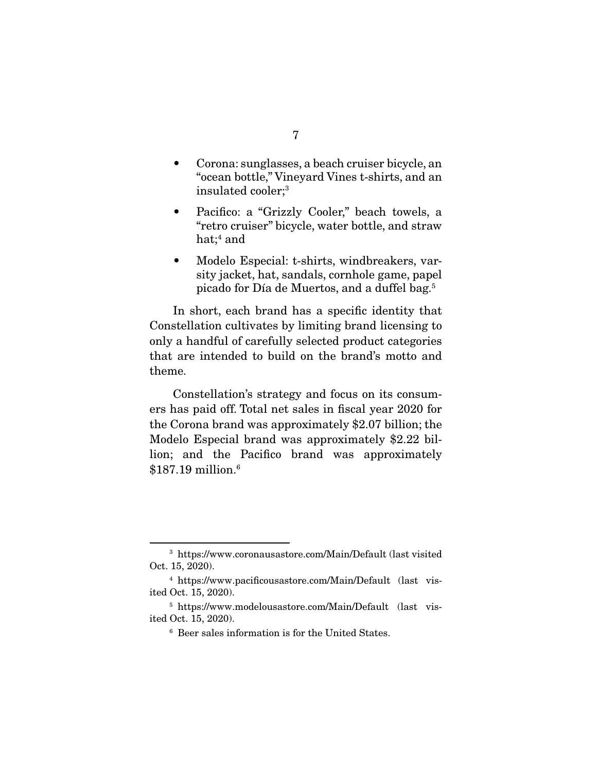- Corona: sunglasses, a beach cruiser bicycle, an "ocean bottle," Vineyard Vines t-shirts, and an insulated cooler;[3]
- Pacifico: a "Grizzly Cooler," beach towels, a "retro cruiser" bicycle, water bottle, and straw hat;[4] and
- Modelo Especial: t-shirts, windbreakers, varsity jacket, hat, sandals, cornhole game, papel picado for Día de Muertos, and a duffel bag.[5]

In short, each brand has a specific identity that Constellation cultivates by limiting brand licensing to only a handful of carefully selected product categories that are intended to build on the brand's motto and theme.

Constellation's strategy and focus on its consumers has paid off. Total net sales in fiscal year 2020 for the Corona brand was approximately $2.07 billion; the Modelo Especial brand was approximately $2.22 billion; and the Pacifico brand was approximately $187.19 million.[6]

---

[3] https://www.coronausastore.com/Main/Default (last visited Oct. 15, 2020).

[4] https://www.pacificousastore.com/Main/Default (last visited Oct. 15, 2020).

[5] https://www.modelousastore.com/Main/Default (last visited Oct. 15, 2020).

[6] Beer sales information is for the United States.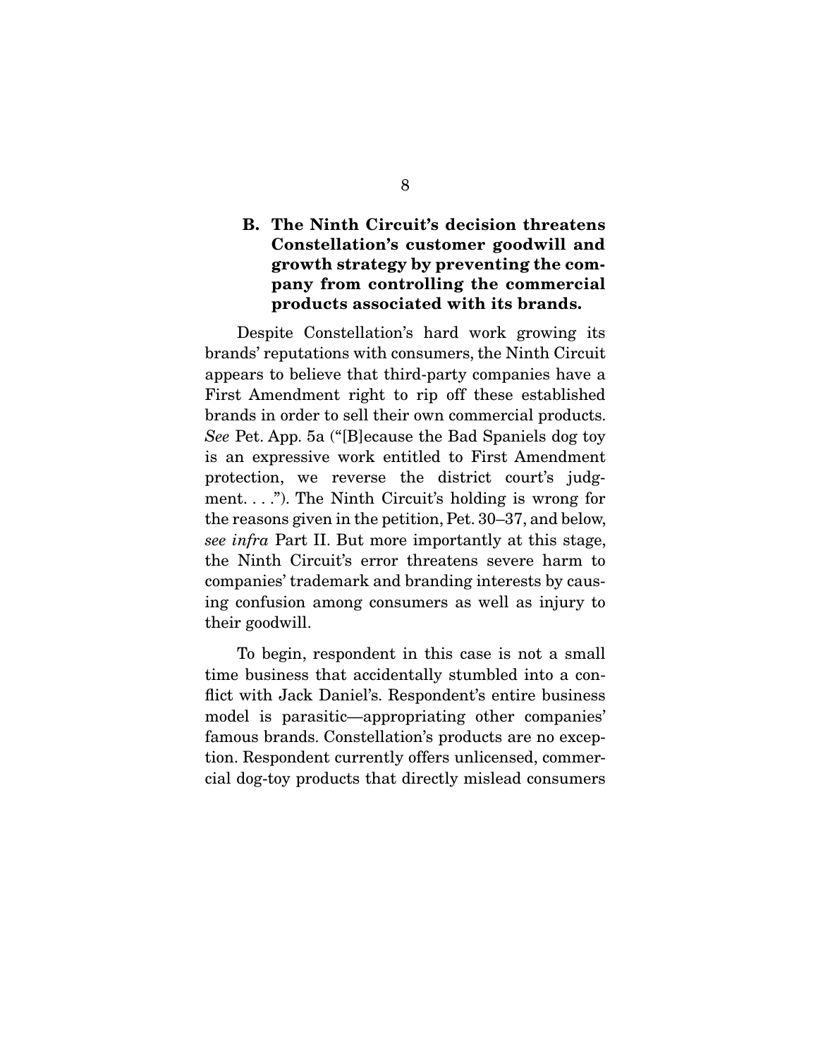### B. The Ninth Circuit's decision threatens Constellation's customer goodwill and growth strategy by preventing the company from controlling the commercial products associated with its brands.

Despite Constellation's hard work growing its brands' reputations with consumers, the Ninth Circuit appears to believe that third-party companies have a First Amendment right to rip off these established brands in order to sell their own commercial products. *See* Pet. App. 5a ("[B]ecause the Bad Spaniels dog toy is an expressive work entitled to First Amendment protection, we reverse the district court's judgment. . . ."). The Ninth Circuit's holding is wrong for the reasons given in the petition, Pet. 30–37, and below, *see infra* Part II. But more importantly at this stage, the Ninth Circuit's error threatens severe harm to companies' trademark and branding interests by causing confusion among consumers as well as injury to their goodwill.

To begin, respondent in this case is not a small time business that accidentally stumbled into a conflict with Jack Daniel's. Respondent's entire business model is parasitic—appropriating other companies' famous brands. Constellation's products are no exception. Respondent currently offers unlicensed, commercial dog-toy products that directly mislead consumers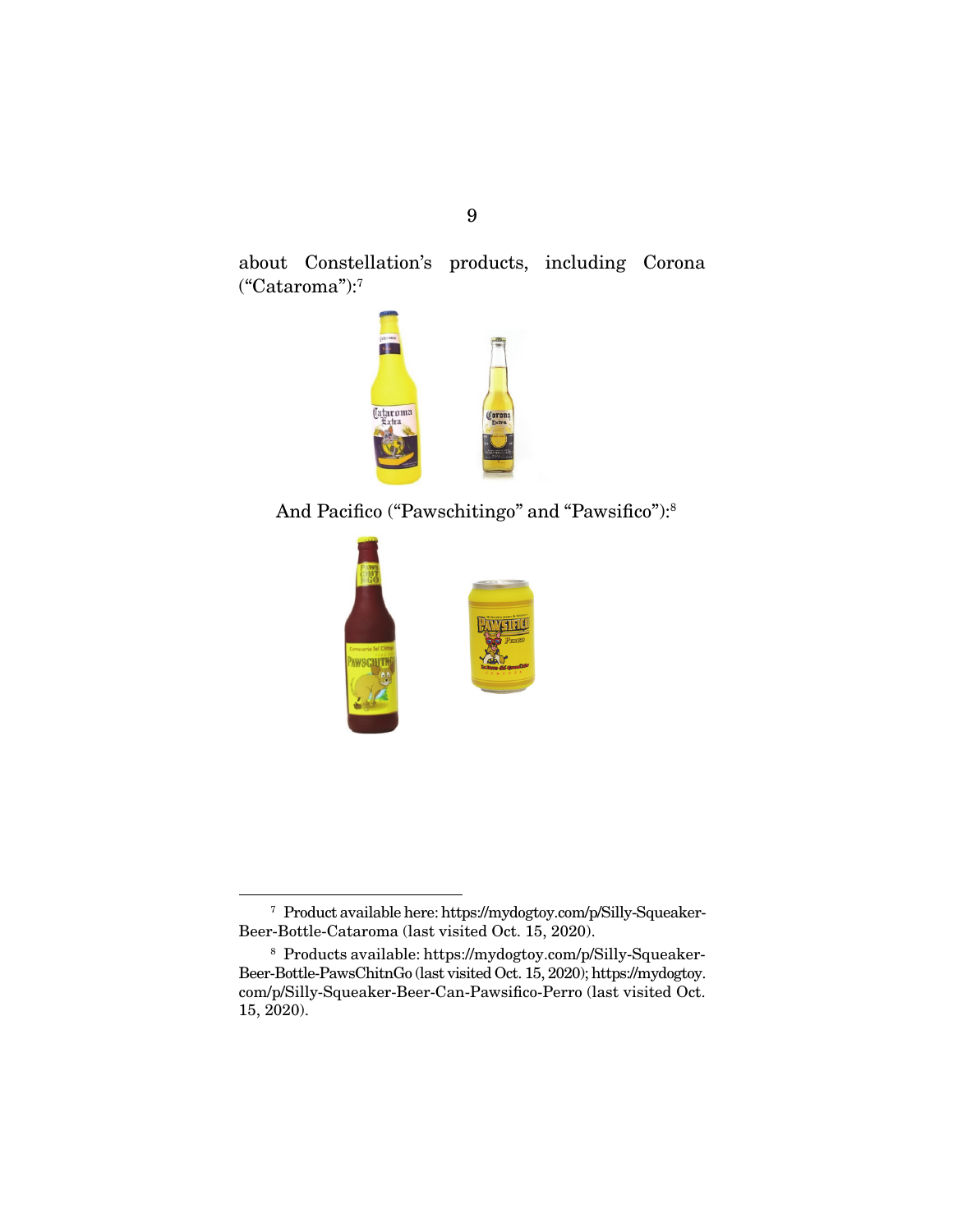about Constellation's products, including Corona ("Cataroma"):[7]

And Pacifico ("Pawschitingo" and "Pawsifico"):[8]

[7] Product available here: https://mydogtoy.com/p/Silly-Squeaker-Beer-Bottle-Cataroma (last visited Oct. 15, 2020).

[8] Products available: https://mydogtoy.com/p/Silly-Squeaker-Beer-Bottle-PawsChitnGo (last visited Oct. 15, 2020); https://mydogtoy.com/p/Silly-Squeaker-Beer-Can-Pawsifico-Perro (last visited Oct. 15, 2020).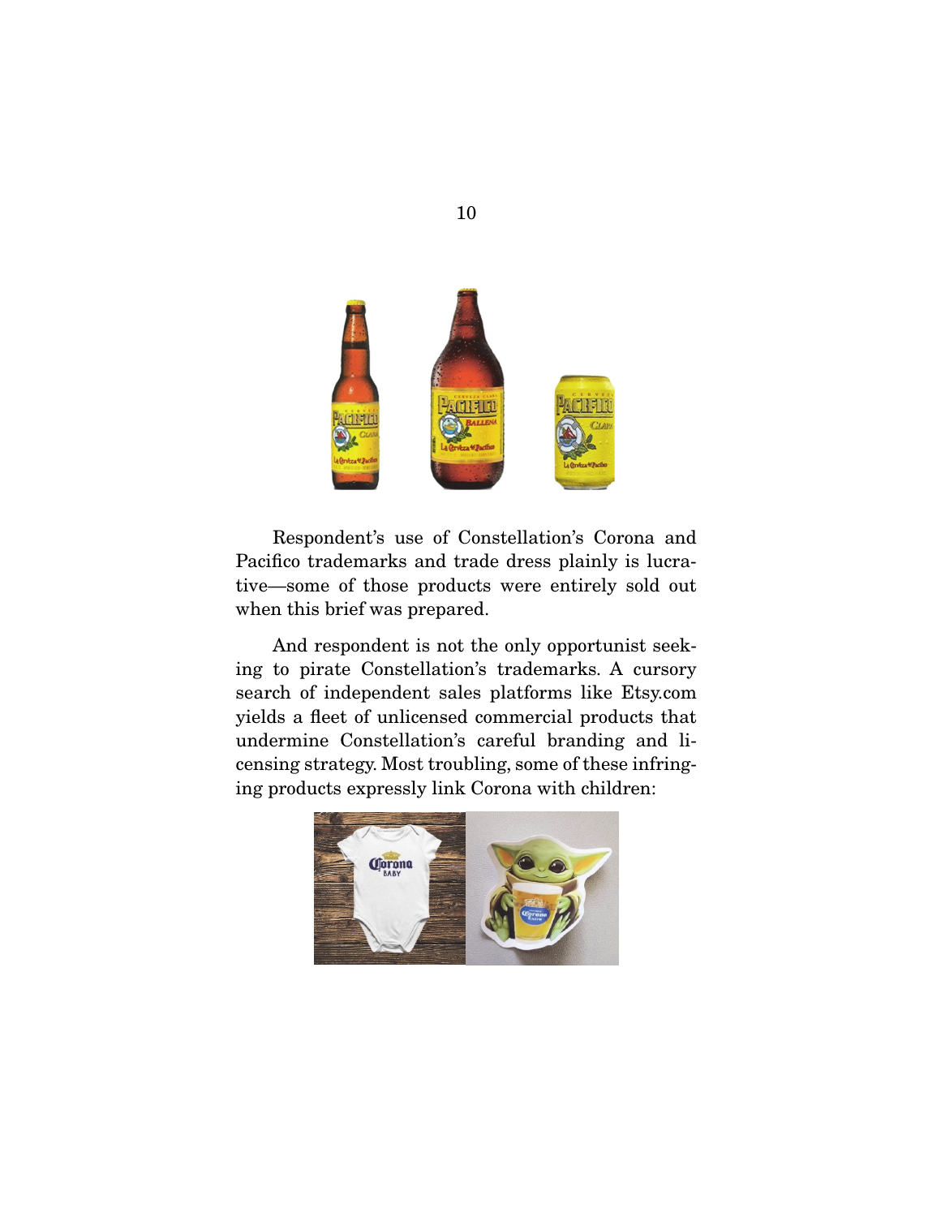Respondent's use of Constellation's Corona and Pacifico trademarks and trade dress plainly is lucrative—some of those products were entirely sold out when this brief was prepared.

And respondent is not the only opportunist seeking to pirate Constellation's trademarks. A cursory search of independent sales platforms like Etsy.com yields a fleet of unlicensed commercial products that undermine Constellation's careful branding and licensing strategy. Most troubling, some of these infringing products expressly link Corona with children: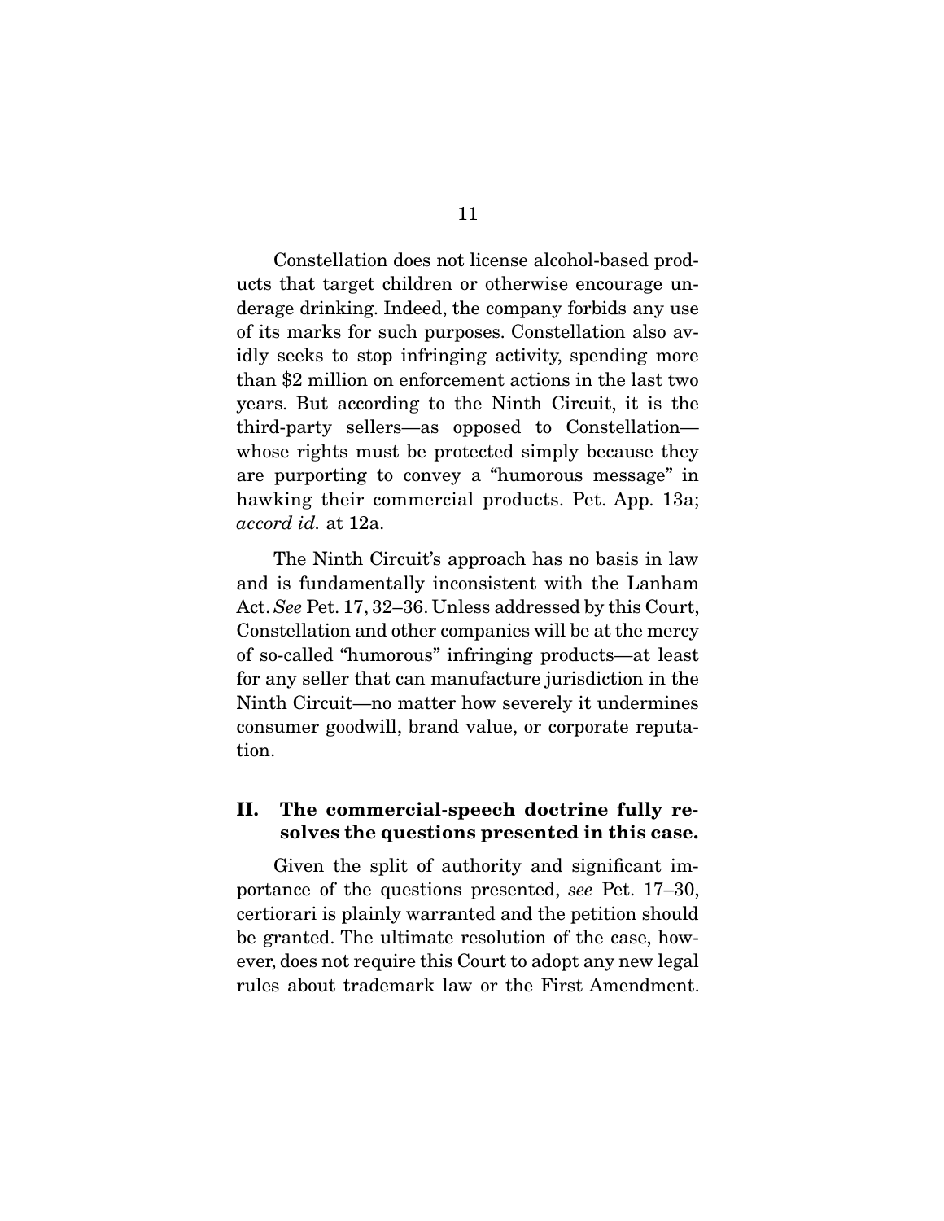Constellation does not license alcohol-based products that target children or otherwise encourage underage drinking. Indeed, the company forbids any use of its marks for such purposes. Constellation also avidly seeks to stop infringing activity, spending more than $2 million on enforcement actions in the last two years. But according to the Ninth Circuit, it is the third-party sellers—as opposed to Constellation—whose rights must be protected simply because they are purporting to convey a "humorous message" in hawking their commercial products. Pet. App. 13a; *accord id.* at 12a.

The Ninth Circuit's approach has no basis in law and is fundamentally inconsistent with the Lanham Act. *See* Pet. 17, 32–36. Unless addressed by this Court, Constellation and other companies will be at the mercy of so-called "humorous" infringing products—at least for any seller that can manufacture jurisdiction in the Ninth Circuit—no matter how severely it undermines consumer goodwill, brand value, or corporate reputation.

## II. The commercial-speech doctrine fully resolves the questions presented in this case.

Given the split of authority and significant importance of the questions presented, *see* Pet. 17–30, certiorari is plainly warranted and the petition should be granted. The ultimate resolution of the case, however, does not require this Court to adopt any new legal rules about trademark law or the First Amendment.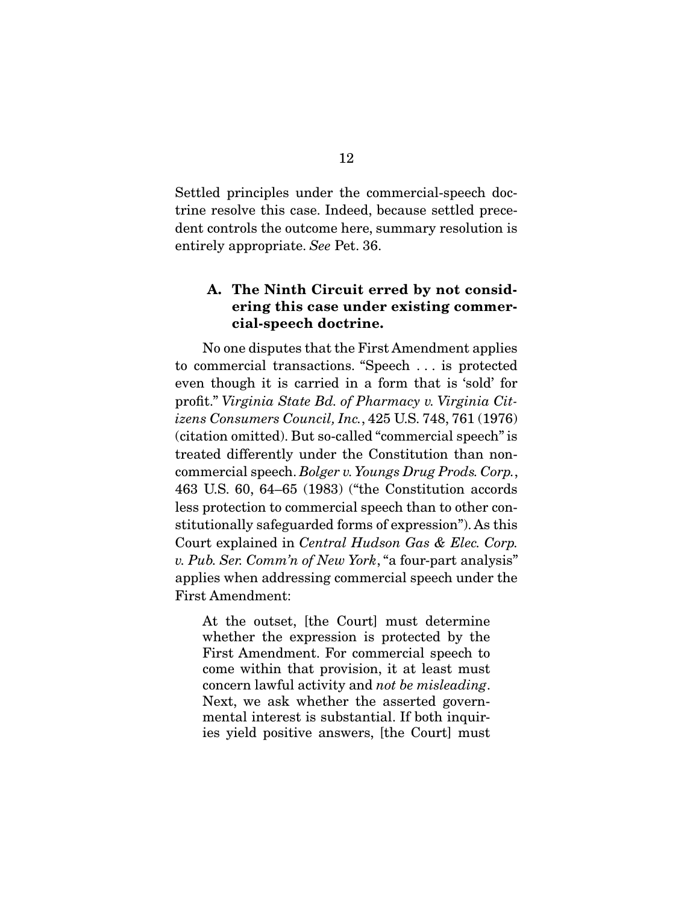Settled principles under the commercial-speech doctrine resolve this case. Indeed, because settled precedent controls the outcome here, summary resolution is entirely appropriate. *See* Pet. 36.

### A. The Ninth Circuit erred by not considering this case under existing commercial-speech doctrine.

No one disputes that the First Amendment applies to commercial transactions. "Speech . . . is protected even though it is carried in a form that is 'sold' for profit." *Virginia State Bd. of Pharmacy v. Virginia Citizens Consumers Council, Inc.*, 425 U.S. 748, 761 (1976) (citation omitted). But so-called "commercial speech" is treated differently under the Constitution than non-commercial speech. *Bolger v. Youngs Drug Prods. Corp.*, 463 U.S. 60, 64–65 (1983) ("the Constitution accords less protection to commercial speech than to other constitutionally safeguarded forms of expression"). As this Court explained in *Central Hudson Gas & Elec. Corp. v. Pub. Ser. Comm'n of New York*, "a four-part analysis" applies when addressing commercial speech under the First Amendment:

> At the outset, [the Court] must determine whether the expression is protected by the First Amendment. For commercial speech to come within that provision, it at least must concern lawful activity and *not be misleading*. Next, we ask whether the asserted governmental interest is substantial. If both inquiries yield positive answers, [the Court] must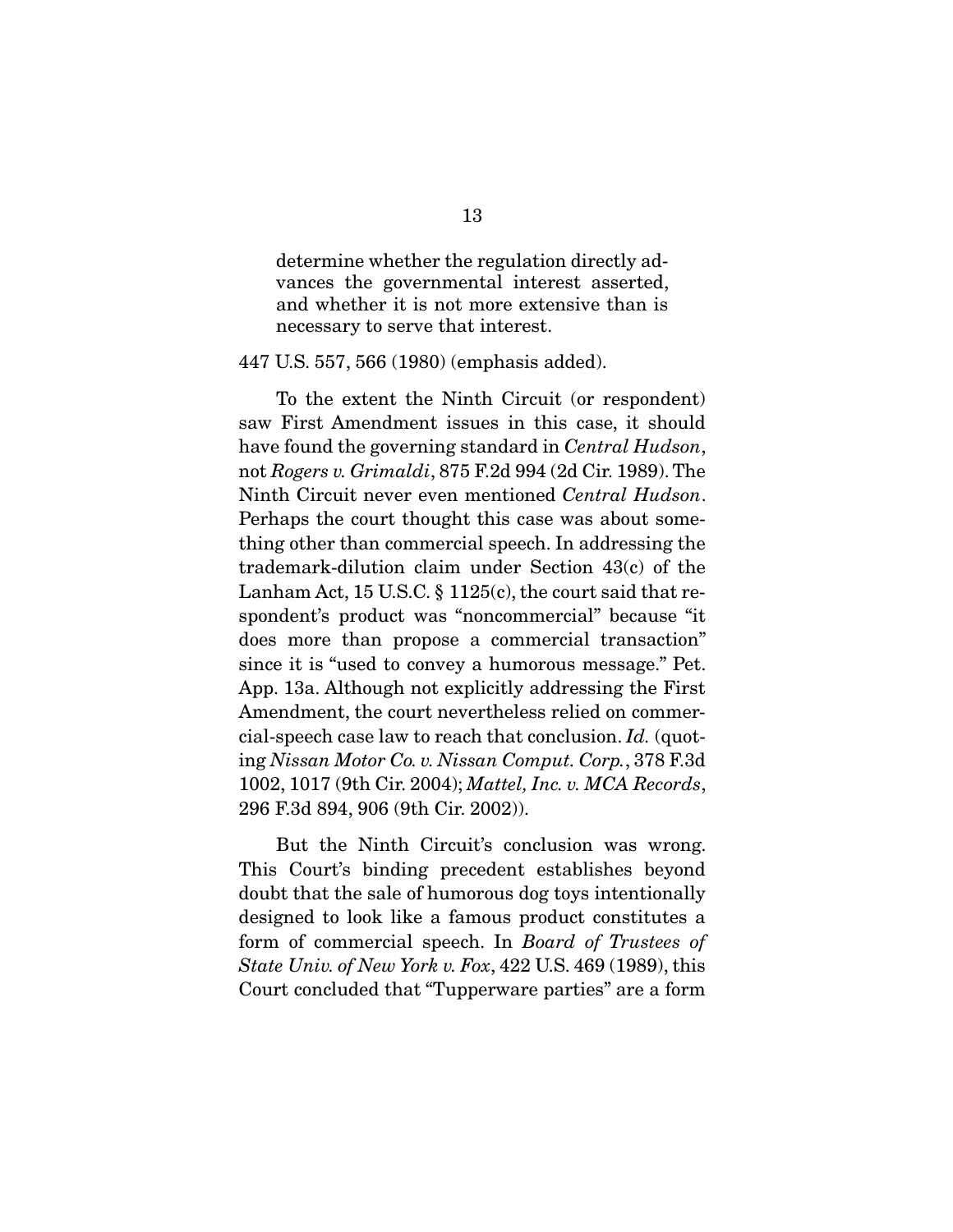determine whether the regulation directly advances the governmental interest asserted, and whether it is not more extensive than is necessary to serve that interest.

447 U.S. 557, 566 (1980) (emphasis added).

To the extent the Ninth Circuit (or respondent) saw First Amendment issues in this case, it should have found the governing standard in *Central Hudson*, not *Rogers v. Grimaldi*, 875 F.2d 994 (2d Cir. 1989). The Ninth Circuit never even mentioned *Central Hudson*. Perhaps the court thought this case was about something other than commercial speech. In addressing the trademark-dilution claim under Section 43(c) of the Lanham Act, 15 U.S.C. § 1125(c), the court said that respondent's product was "noncommercial" because "it does more than propose a commercial transaction" since it is "used to convey a humorous message." Pet. App. 13a. Although not explicitly addressing the First Amendment, the court nevertheless relied on commercial-speech case law to reach that conclusion. *Id.* (quoting *Nissan Motor Co. v. Nissan Comput. Corp.*, 378 F.3d 1002, 1017 (9th Cir. 2004); *Mattel, Inc. v. MCA Records*, 296 F.3d 894, 906 (9th Cir. 2002)).

But the Ninth Circuit's conclusion was wrong. This Court's binding precedent establishes beyond doubt that the sale of humorous dog toys intentionally designed to look like a famous product constitutes a form of commercial speech. In *Board of Trustees of State Univ. of New York v. Fox*, 422 U.S. 469 (1989), this Court concluded that "Tupperware parties" are a form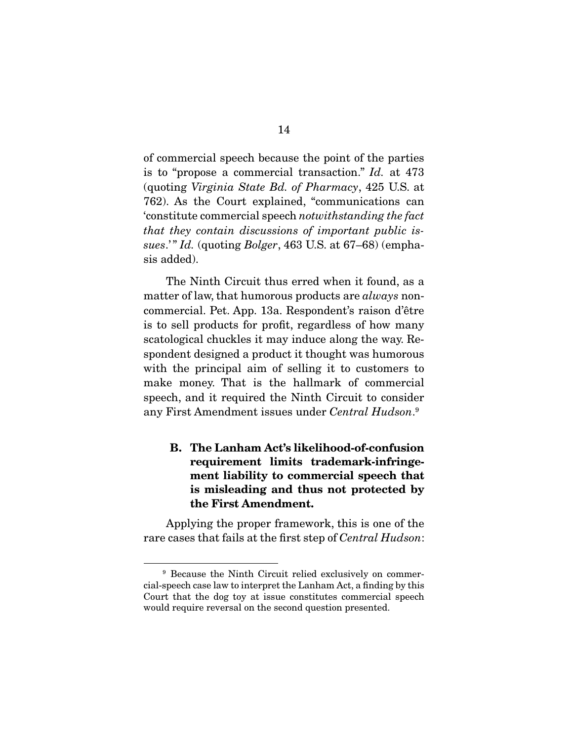of commercial speech because the point of the parties is to "propose a commercial transaction." *Id.* at 473 (quoting *Virginia State Bd. of Pharmacy*, 425 U.S. at 762). As the Court explained, "communications can 'constitute commercial speech *notwithstanding the fact that they contain discussions of important public issues*.'" *Id.* (quoting *Bolger*, 463 U.S. at 67–68) (emphasis added).

The Ninth Circuit thus erred when it found, as a matter of law, that humorous products are *always* noncommercial. Pet. App. 13a. Respondent's raison d'être is to sell products for profit, regardless of how many scatological chuckles it may induce along the way. Respondent designed a product it thought was humorous with the principal aim of selling it to customers to make money. That is the hallmark of commercial speech, and it required the Ninth Circuit to consider any First Amendment issues under *Central Hudson*.[9]

### B. The Lanham Act's likelihood-of-confusion requirement limits trademark-infringement liability to commercial speech that is misleading and thus not protected by the First Amendment.

Applying the proper framework, this is one of the rare cases that fails at the first step of *Central Hudson*:

[9] Because the Ninth Circuit relied exclusively on commercial-speech case law to interpret the Lanham Act, a finding by this Court that the dog toy at issue constitutes commercial speech would require reversal on the second question presented.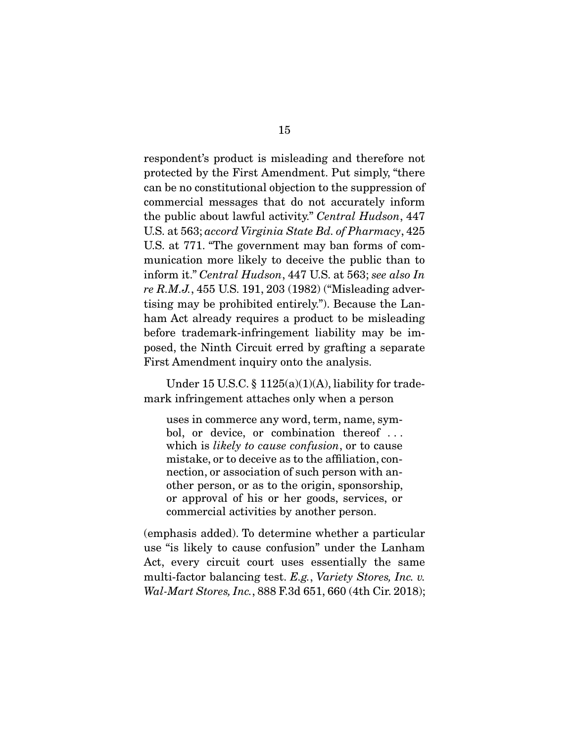respondent's product is misleading and therefore not protected by the First Amendment. Put simply, "there can be no constitutional objection to the suppression of commercial messages that do not accurately inform the public about lawful activity." *Central Hudson*, 447 U.S. at 563; *accord Virginia State Bd. of Pharmacy*, 425 U.S. at 771. "The government may ban forms of communication more likely to deceive the public than to inform it." *Central Hudson*, 447 U.S. at 563; *see also In re R.M.J.*, 455 U.S. 191, 203 (1982) ("Misleading advertising may be prohibited entirely."). Because the Lanham Act already requires a product to be misleading before trademark-infringement liability may be imposed, the Ninth Circuit erred by grafting a separate First Amendment inquiry onto the analysis.

Under 15 U.S.C. § 1125(a)(1)(A), liability for trademark infringement attaches only when a person

> uses in commerce any word, term, name, symbol, or device, or combination thereof . . . which is *likely to cause confusion*, or to cause mistake, or to deceive as to the affiliation, connection, or association of such person with another person, or as to the origin, sponsorship, or approval of his or her goods, services, or commercial activities by another person.

(emphasis added). To determine whether a particular use "is likely to cause confusion" under the Lanham Act, every circuit court uses essentially the same multi-factor balancing test. *E.g.*, *Variety Stores, Inc. v. Wal-Mart Stores, Inc.*, 888 F.3d 651, 660 (4th Cir. 2018);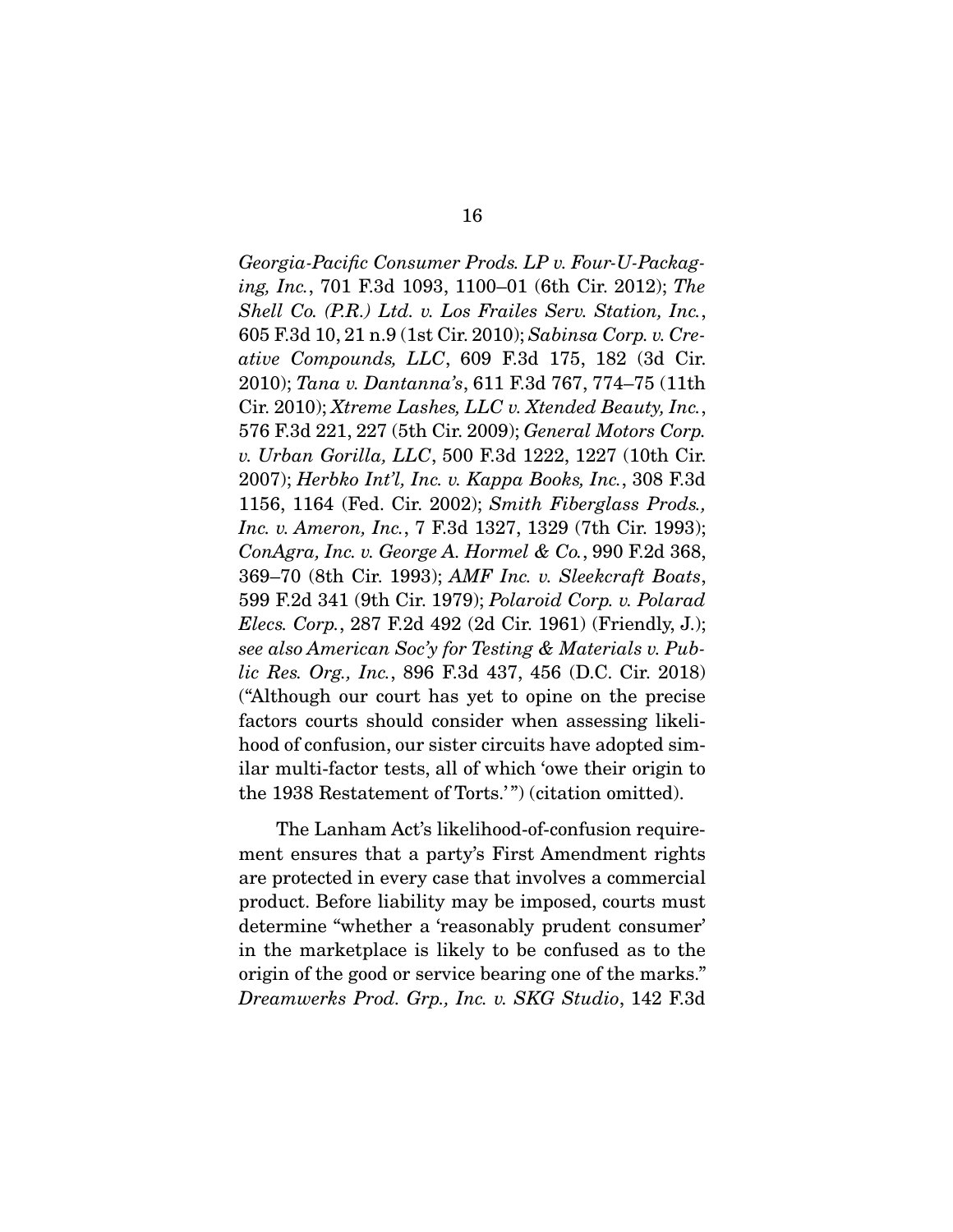*Georgia-Pacific Consumer Prods. LP v. Four-U-Packaging, Inc.*, 701 F.3d 1093, 1100–01 (6th Cir. 2012); *The Shell Co. (P.R.) Ltd. v. Los Frailes Serv. Station, Inc.*, 605 F.3d 10, 21 n.9 (1st Cir. 2010); *Sabinsa Corp. v. Creative Compounds, LLC*, 609 F.3d 175, 182 (3d Cir. 2010); *Tana v. Dantanna's*, 611 F.3d 767, 774–75 (11th Cir. 2010); *Xtreme Lashes, LLC v. Xtended Beauty, Inc.*, 576 F.3d 221, 227 (5th Cir. 2009); *General Motors Corp. v. Urban Gorilla, LLC*, 500 F.3d 1222, 1227 (10th Cir. 2007); *Herbko Int'l, Inc. v. Kappa Books, Inc.*, 308 F.3d 1156, 1164 (Fed. Cir. 2002); *Smith Fiberglass Prods., Inc. v. Ameron, Inc.*, 7 F.3d 1327, 1329 (7th Cir. 1993); *ConAgra, Inc. v. George A. Hormel & Co.*, 990 F.2d 368, 369–70 (8th Cir. 1993); *AMF Inc. v. Sleekcraft Boats*, 599 F.2d 341 (9th Cir. 1979); *Polaroid Corp. v. Polarad Elecs. Corp.*, 287 F.2d 492 (2d Cir. 1961) (Friendly, J.); *see also American Soc'y for Testing & Materials v. Public Res. Org., Inc.*, 896 F.3d 437, 456 (D.C. Cir. 2018) ("Although our court has yet to opine on the precise factors courts should consider when assessing likelihood of confusion, our sister circuits have adopted similar multi-factor tests, all of which 'owe their origin to the 1938 Restatement of Torts.'") (citation omitted).

The Lanham Act's likelihood-of-confusion requirement ensures that a party's First Amendment rights are protected in every case that involves a commercial product. Before liability may be imposed, courts must determine "whether a 'reasonably prudent consumer' in the marketplace is likely to be confused as to the origin of the good or service bearing one of the marks." *Dreamwerks Prod. Grp., Inc. v. SKG Studio*, 142 F.3d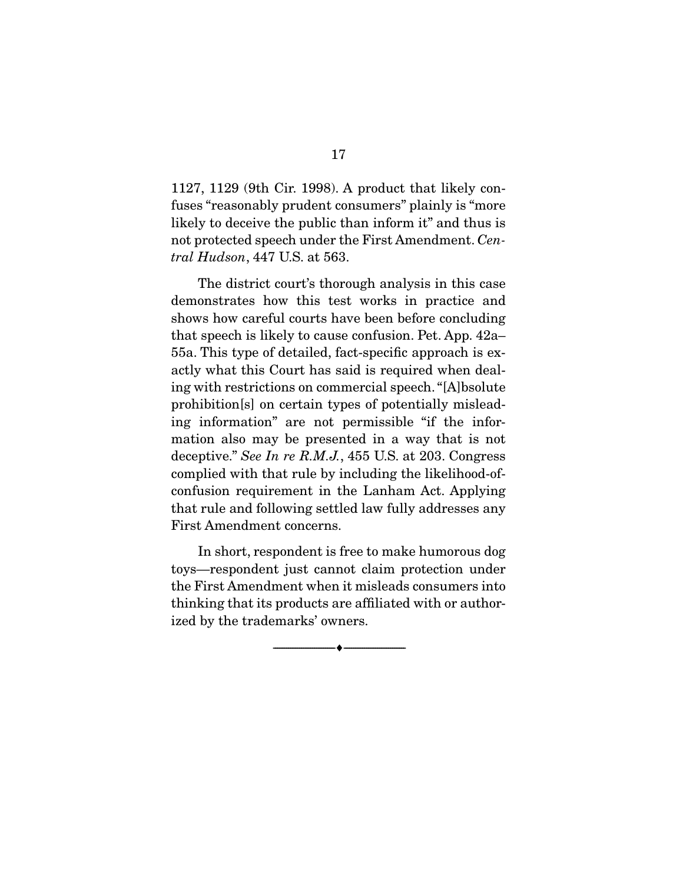1127, 1129 (9th Cir. 1998). A product that likely confuses "reasonably prudent consumers" plainly is "more likely to deceive the public than inform it" and thus is not protected speech under the First Amendment. *Central Hudson*, 447 U.S. at 563.

The district court's thorough analysis in this case demonstrates how this test works in practice and shows how careful courts have been before concluding that speech is likely to cause confusion. Pet. App. 42a–55a. This type of detailed, fact-specific approach is exactly what this Court has said is required when dealing with restrictions on commercial speech. "[A]bsolute prohibition[s] on certain types of potentially misleading information" are not permissible "if the information also may be presented in a way that is not deceptive." *See In re R.M.J.*, 455 U.S. at 203. Congress complied with that rule by including the likelihood-of-confusion requirement in the Lanham Act. Applying that rule and following settled law fully addresses any First Amendment concerns.

In short, respondent is free to make humorous dog toys—respondent just cannot claim protection under the First Amendment when it misleads consumers into thinking that its products are affiliated with or authorized by the trademarks' owners.

---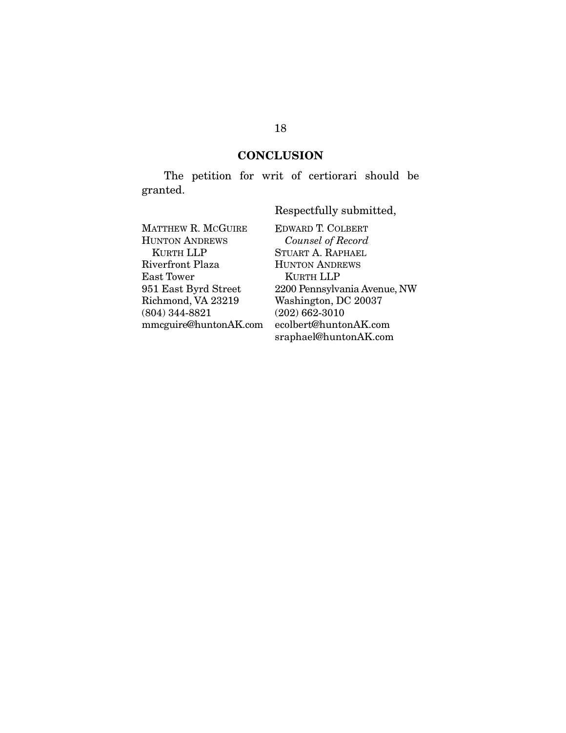## CONCLUSION

The petition for writ of certiorari should be granted.

Respectfully submitted,

EDWARD T. COLBERT
*Counsel of Record*
STUART A. RAPHAEL
HUNTON ANDREWS
KURTH LLP
2200 Pennsylvania Avenue, NW
Washington, DC 20037
(202) 662-3010
ecolbert@huntonAK.com
sraphael@huntonAK.com

MATTHEW R. MCGUIRE
HUNTON ANDREWS
KURTH LLP
Riverfront Plaza
East Tower
951 East Byrd Street
Richmond, VA 23219
(804) 344-8821
mmcguire@huntonAK.com